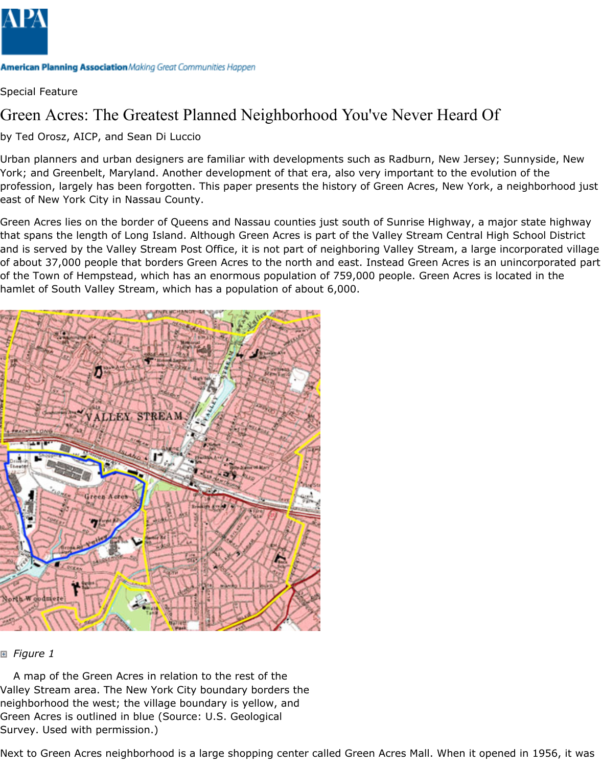American Planning Association *Making Great Communities Happen*

Special Feature

# Green Acres: The Greatest Planned Neighborhood You've Never Heard Of

by Ted Orosz, AICP, and Sean Di Luccio

Urban planners and urban designers are familiar with developments such as Radburn, New Jersey; Sunnyside, New York; and Greenbelt, Maryland. Another development of that era, also very important to the evolution of the profession, largely has been forgotten. This paper presents the history of Green Acres, New York, a neighborhood just east of New York City in Nassau County.

Green Acres lies on the border of Queens and Nassau counties just south of Sunrise Highway, a major state highway that spans the length of Long Island. Although Green Acres is part of the Valley Stream Central High School District and is served by the Valley Stream Post Office, it is not part of neighboring Valley Stream, a large incorporated village of about 37,000 people that borders Green Acres to the north and east. Instead Green Acres is an unincorporated part of the Town of Hempstead, which has an enormous population of 759,000 people. Green Acres is located in the hamlet of South Valley Stream, which has a population of about 6,000.

*Figure 1*

A map of the Green Acres in relation to the rest of the Valley Stream area. The New York City boundary borders the neighborhood the west; the village boundary is yellow, and Green Acres is outlined in blue (Source: U.S. Geological Survey. Used with permission.)

Next to Green Acres neighborhood is a large shopping center called Green Acres Mall. When it opened in 1956, it was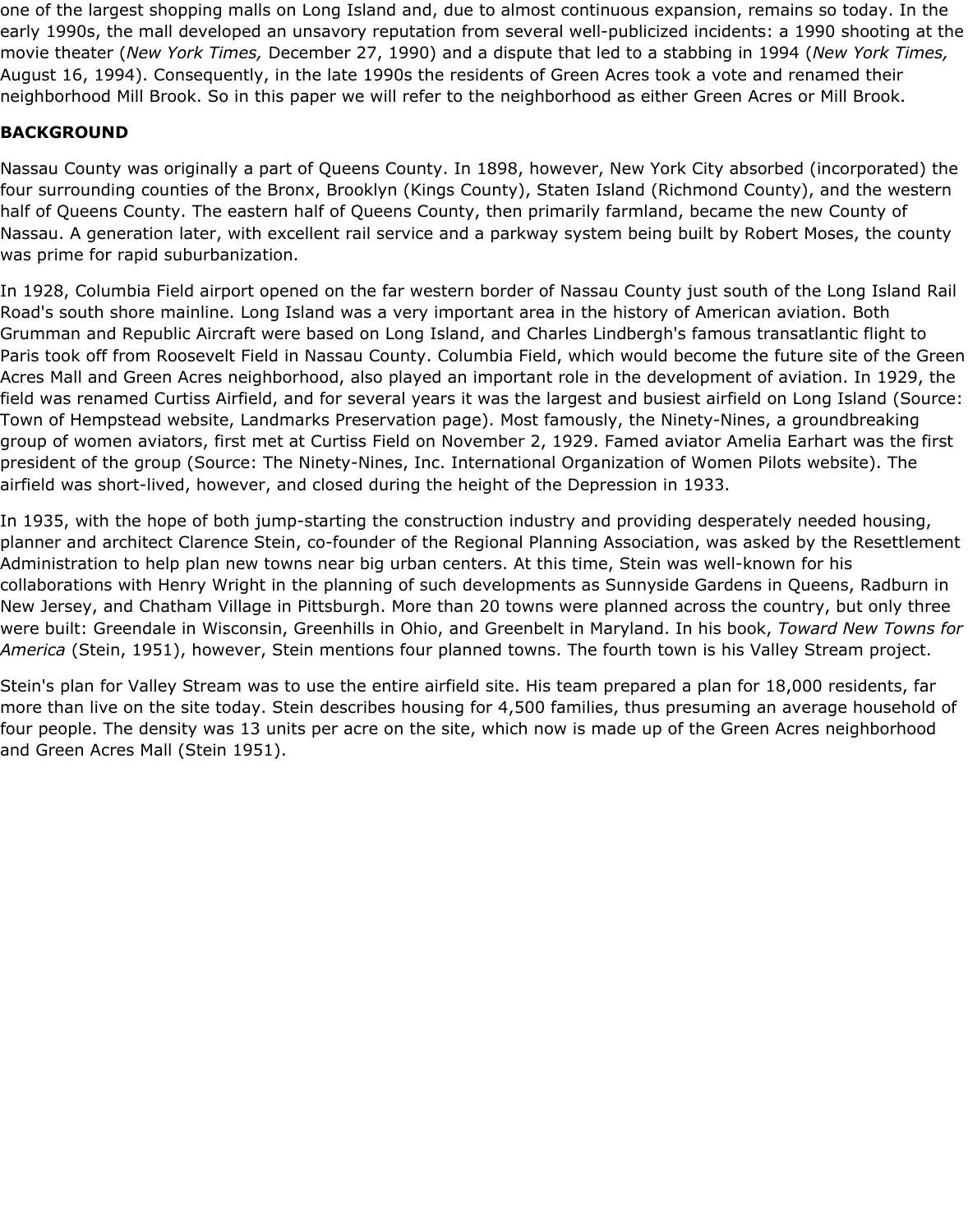one of the largest shopping malls on Long Island and, due to almost continuous expansion, remains so today. In the early 1990s, the mall developed an unsavory reputation from several well-publicized incidents: a 1990 shooting at the movie theater (*New York Times,* December 27, 1990) and a dispute that led to a stabbing in 1994 (*New York Times,* August 16, 1994). Consequently, in the late 1990s the residents of Green Acres took a vote and renamed their neighborhood Mill Brook. So in this paper we will refer to the neighborhood as either Green Acres or Mill Brook.

**BACKGROUND**

Nassau County was originally a part of Queens County. In 1898, however, New York City absorbed (incorporated) the four surrounding counties of the Bronx, Brooklyn (Kings County), Staten Island (Richmond County), and the western half of Queens County. The eastern half of Queens County, then primarily farmland, became the new County of Nassau. A generation later, with excellent rail service and a parkway system being built by Robert Moses, the county was prime for rapid suburbanization.

In 1928, Columbia Field airport opened on the far western border of Nassau County just south of the Long Island Rail Road's south shore mainline. Long Island was a very important area in the history of American aviation. Both Grumman and Republic Aircraft were based on Long Island, and Charles Lindbergh's famous transatlantic flight to Paris took off from Roosevelt Field in Nassau County. Columbia Field, which would become the future site of the Green Acres Mall and Green Acres neighborhood, also played an important role in the development of aviation. In 1929, the field was renamed Curtiss Airfield, and for several years it was the largest and busiest airfield on Long Island (Source: Town of Hempstead website, Landmarks Preservation page). Most famously, the Ninety-Nines, a groundbreaking group of women aviators, first met at Curtiss Field on November 2, 1929. Famed aviator Amelia Earhart was the first president of the group (Source: The Ninety-Nines, Inc. International Organization of Women Pilots website). The airfield was short-lived, however, and closed during the height of the Depression in 1933.

In 1935, with the hope of both jump-starting the construction industry and providing desperately needed housing, planner and architect Clarence Stein, co-founder of the Regional Planning Association, was asked by the Resettlement Administration to help plan new towns near big urban centers. At this time, Stein was well-known for his collaborations with Henry Wright in the planning of such developments as Sunnyside Gardens in Queens, Radburn in New Jersey, and Chatham Village in Pittsburgh. More than 20 towns were planned across the country, but only three were built: Greendale in Wisconsin, Greenhills in Ohio, and Greenbelt in Maryland. In his book, *Toward New Towns for America* (Stein, 1951), however, Stein mentions four planned towns. The fourth town is his Valley Stream project.

Stein's plan for Valley Stream was to use the entire airfield site. His team prepared a plan for 18,000 residents, far more than live on the site today. Stein describes housing for 4,500 families, thus presuming an average household of four people. The density was 13 units per acre on the site, which now is made up of the Green Acres neighborhood and Green Acres Mall (Stein 1951).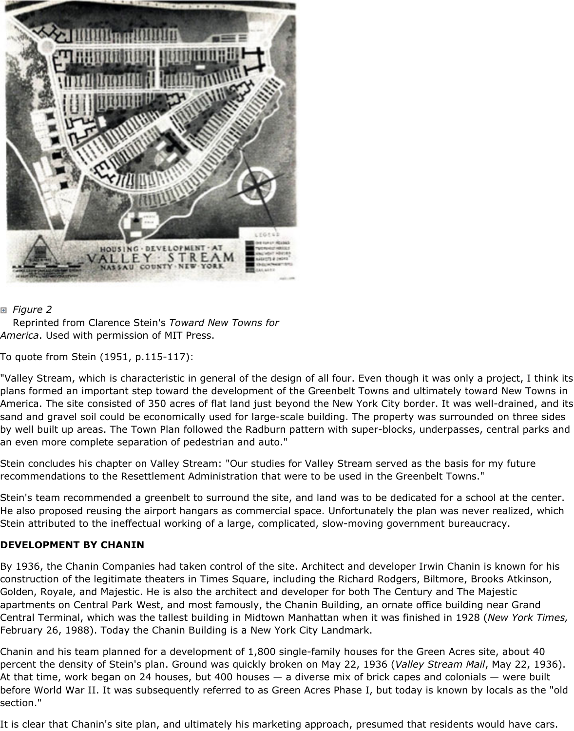*Figure 2*

Reprinted from Clarence Stein's *Toward New Towns for America*. Used with permission of MIT Press.

To quote from Stein (1951, p.115-117):

"Valley Stream, which is characteristic in general of the design of all four. Even though it was only a project, I think its plans formed an important step toward the development of the Greenbelt Towns and ultimately toward New Towns in America. The site consisted of 350 acres of flat land just beyond the New York City border. It was well-drained, and its sand and gravel soil could be economically used for large-scale building. The property was surrounded on three sides by well built up areas. The Town Plan followed the Radburn pattern with super-blocks, underpasses, central parks and an even more complete separation of pedestrian and auto."

Stein concludes his chapter on Valley Stream: "Our studies for Valley Stream served as the basis for my future recommendations to the Resettlement Administration that were to be used in the Greenbelt Towns."

Stein's team recommended a greenbelt to surround the site, and land was to be dedicated for a school at the center. He also proposed reusing the airport hangars as commercial space. Unfortunately the plan was never realized, which Stein attributed to the ineffectual working of a large, complicated, slow-moving government bureaucracy.

**DEVELOPMENT BY CHANIN**

By 1936, the Chanin Companies had taken control of the site. Architect and developer Irwin Chanin is known for his construction of the legitimate theaters in Times Square, including the Richard Rodgers, Biltmore, Brooks Atkinson, Golden, Royale, and Majestic. He is also the architect and developer for both The Century and The Majestic apartments on Central Park West, and most famously, the Chanin Building, an ornate office building near Grand Central Terminal, which was the tallest building in Midtown Manhattan when it was finished in 1928 (*New York Times,* February 26, 1988). Today the Chanin Building is a New York City Landmark.

Chanin and his team planned for a development of 1,800 single-family houses for the Green Acres site, about 40 percent the density of Stein's plan. Ground was quickly broken on May 22, 1936 (*Valley Stream Mail*, May 22, 1936). At that time, work began on 24 houses, but 400 houses — a diverse mix of brick capes and colonials — were built before World War II. It was subsequently referred to as Green Acres Phase I, but today is known by locals as the "old section."

It is clear that Chanin's site plan, and ultimately his marketing approach, presumed that residents would have cars.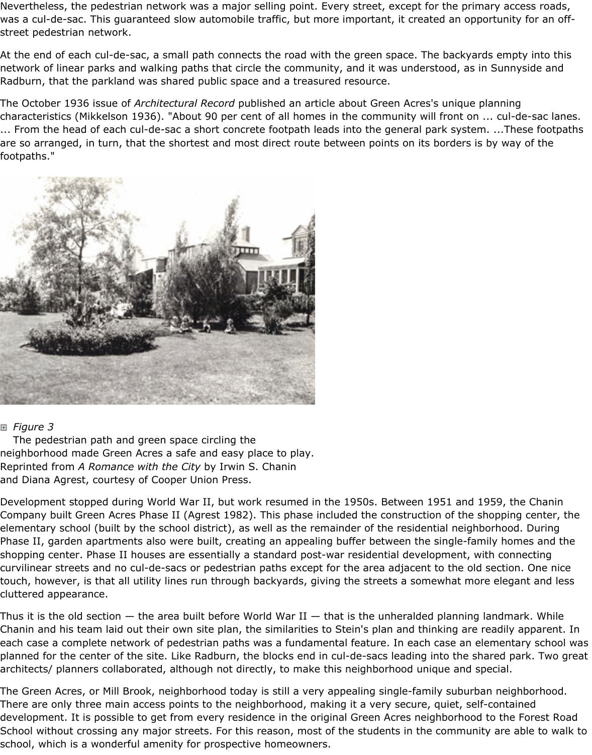Nevertheless, the pedestrian network was a major selling point. Every street, except for the primary access roads, was a cul-de-sac. This guaranteed slow automobile traffic, but more important, it created an opportunity for an off-street pedestrian network.

At the end of each cul-de-sac, a small path connects the road with the green space. The backyards empty into this network of linear parks and walking paths that circle the community, and it was understood, as in Sunnyside and Radburn, that the parkland was shared public space and a treasured resource.

The October 1936 issue of *Architectural Record* published an article about Green Acres's unique planning characteristics (Mikkelson 1936). "About 90 per cent of all homes in the community will front on ... cul-de-sac lanes. ... From the head of each cul-de-sac a short concrete footpath leads into the general park system. ...These footpaths are so arranged, in turn, that the shortest and most direct route between points on its borders is by way of the footpaths."

*Figure 3*
The pedestrian path and green space circling the neighborhood made Green Acres a safe and easy place to play. Reprinted from *A Romance with the City* by Irwin S. Chanin and Diana Agrest, courtesy of Cooper Union Press.

Development stopped during World War II, but work resumed in the 1950s. Between 1951 and 1959, the Chanin Company built Green Acres Phase II (Agrest 1982). This phase included the construction of the shopping center, the elementary school (built by the school district), as well as the remainder of the residential neighborhood. During Phase II, garden apartments also were built, creating an appealing buffer between the single-family homes and the shopping center. Phase II houses are essentially a standard post-war residential development, with connecting curvilinear streets and no cul-de-sacs or pedestrian paths except for the area adjacent to the old section. One nice touch, however, is that all utility lines run through backyards, giving the streets a somewhat more elegant and less cluttered appearance.

Thus it is the old section — the area built before World War II — that is the unheralded planning landmark. While Chanin and his team laid out their own site plan, the similarities to Stein's plan and thinking are readily apparent. In each case a complete network of pedestrian paths was a fundamental feature. In each case an elementary school was planned for the center of the site. Like Radburn, the blocks end in cul-de-sacs leading into the shared park. Two great architects/ planners collaborated, although not directly, to make this neighborhood unique and special.

The Green Acres, or Mill Brook, neighborhood today is still a very appealing single-family suburban neighborhood. There are only three main access points to the neighborhood, making it a very secure, quiet, self-contained development. It is possible to get from every residence in the original Green Acres neighborhood to the Forest Road School without crossing any major streets. For this reason, most of the students in the community are able to walk to school, which is a wonderful amenity for prospective homeowners.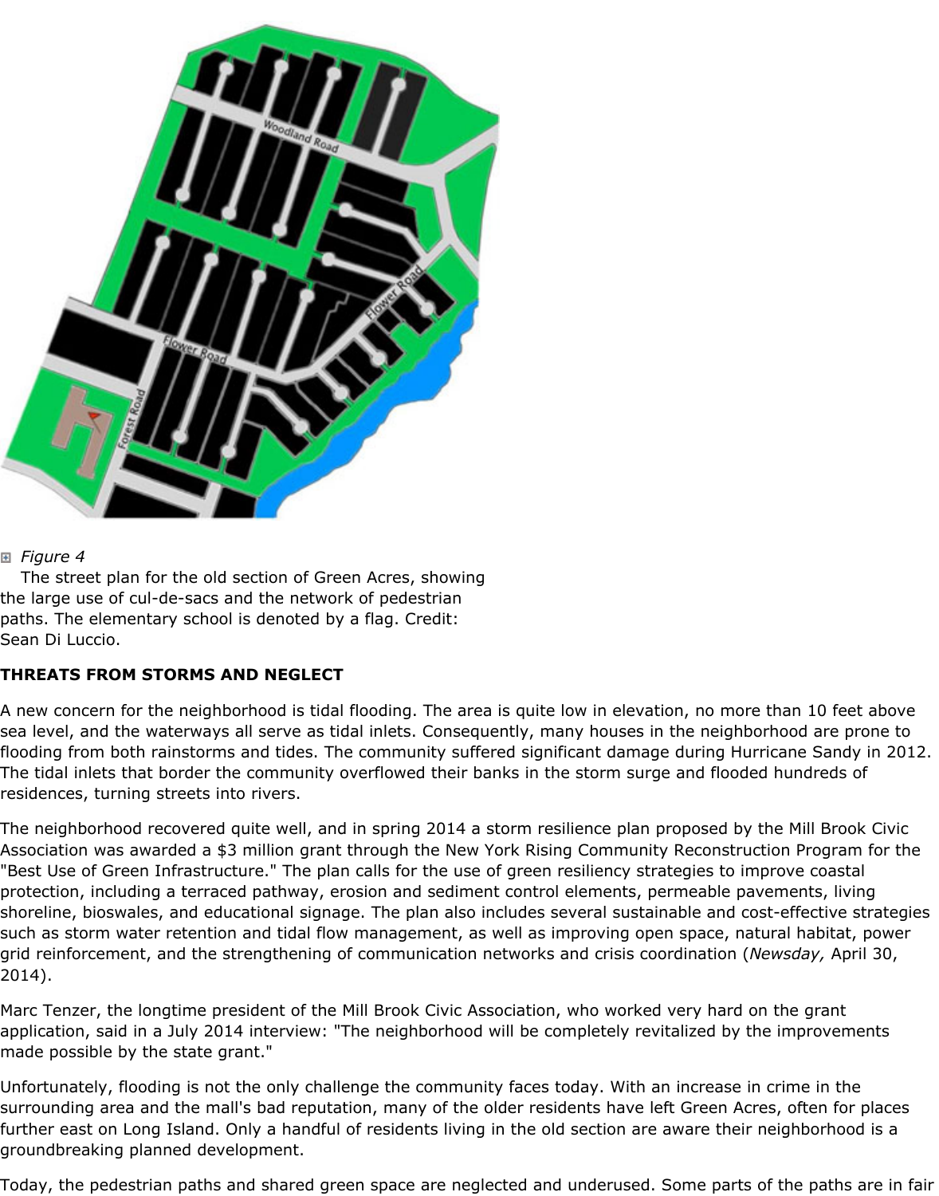*Figure 4*

The street plan for the old section of Green Acres, showing the large use of cul-de-sacs and the network of pedestrian paths. The elementary school is denoted by a flag. Credit: Sean Di Luccio.

**THREATS FROM STORMS AND NEGLECT**

A new concern for the neighborhood is tidal flooding. The area is quite low in elevation, no more than 10 feet above sea level, and the waterways all serve as tidal inlets. Consequently, many houses in the neighborhood are prone to flooding from both rainstorms and tides. The community suffered significant damage during Hurricane Sandy in 2012. The tidal inlets that border the community overflowed their banks in the storm surge and flooded hundreds of residences, turning streets into rivers.

The neighborhood recovered quite well, and in spring 2014 a storm resilience plan proposed by the Mill Brook Civic Association was awarded a $3 million grant through the New York Rising Community Reconstruction Program for the "Best Use of Green Infrastructure." The plan calls for the use of green resiliency strategies to improve coastal protection, including a terraced pathway, erosion and sediment control elements, permeable pavements, living shoreline, bioswales, and educational signage. The plan also includes several sustainable and cost-effective strategies such as storm water retention and tidal flow management, as well as improving open space, natural habitat, power grid reinforcement, and the strengthening of communication networks and crisis coordination (*Newsday,* April 30, 2014).

Marc Tenzer, the longtime president of the Mill Brook Civic Association, who worked very hard on the grant application, said in a July 2014 interview: "The neighborhood will be completely revitalized by the improvements made possible by the state grant."

Unfortunately, flooding is not the only challenge the community faces today. With an increase in crime in the surrounding area and the mall's bad reputation, many of the older residents have left Green Acres, often for places further east on Long Island. Only a handful of residents living in the old section are aware their neighborhood is a groundbreaking planned development.

Today, the pedestrian paths and shared green space are neglected and underused. Some parts of the paths are in fair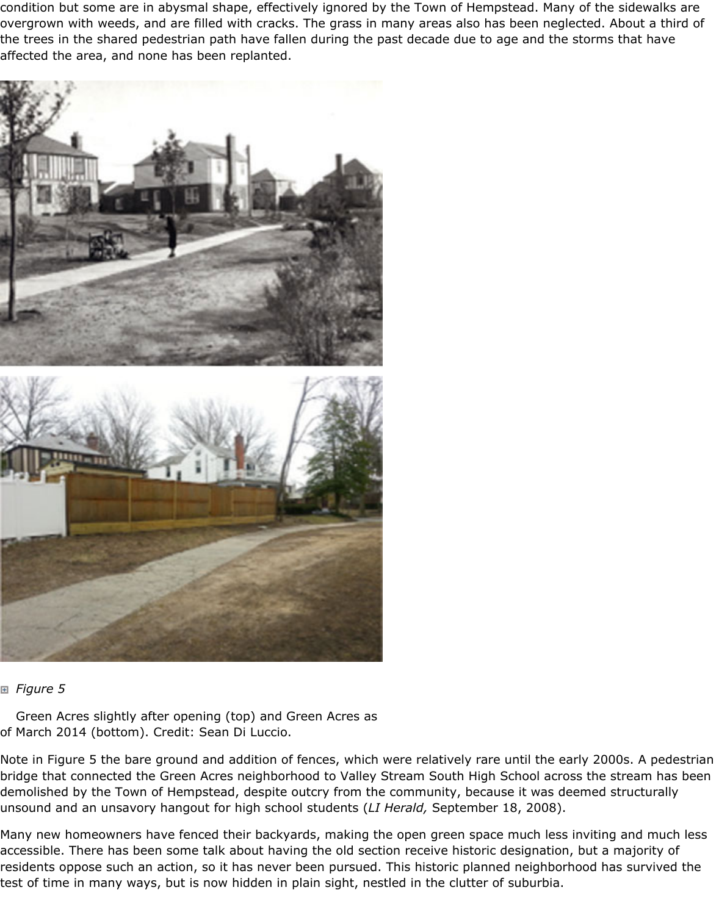condition but some are in abysmal shape, effectively ignored by the Town of Hempstead. Many of the sidewalks are overgrown with weeds, and are filled with cracks. The grass in many areas also has been neglected. About a third of the trees in the shared pedestrian path have fallen during the past decade due to age and the storms that have affected the area, and none has been replanted.

*Figure 5*

Green Acres slightly after opening (top) and Green Acres as of March 2014 (bottom). Credit: Sean Di Luccio.

Note in Figure 5 the bare ground and addition of fences, which were relatively rare until the early 2000s. A pedestrian bridge that connected the Green Acres neighborhood to Valley Stream South High School across the stream has been demolished by the Town of Hempstead, despite outcry from the community, because it was deemed structurally unsound and an unsavory hangout for high school students (*LI Herald,* September 18, 2008).

Many new homeowners have fenced their backyards, making the open green space much less inviting and much less accessible. There has been some talk about having the old section receive historic designation, but a majority of residents oppose such an action, so it has never been pursued. This historic planned neighborhood has survived the test of time in many ways, but is now hidden in plain sight, nestled in the clutter of suburbia.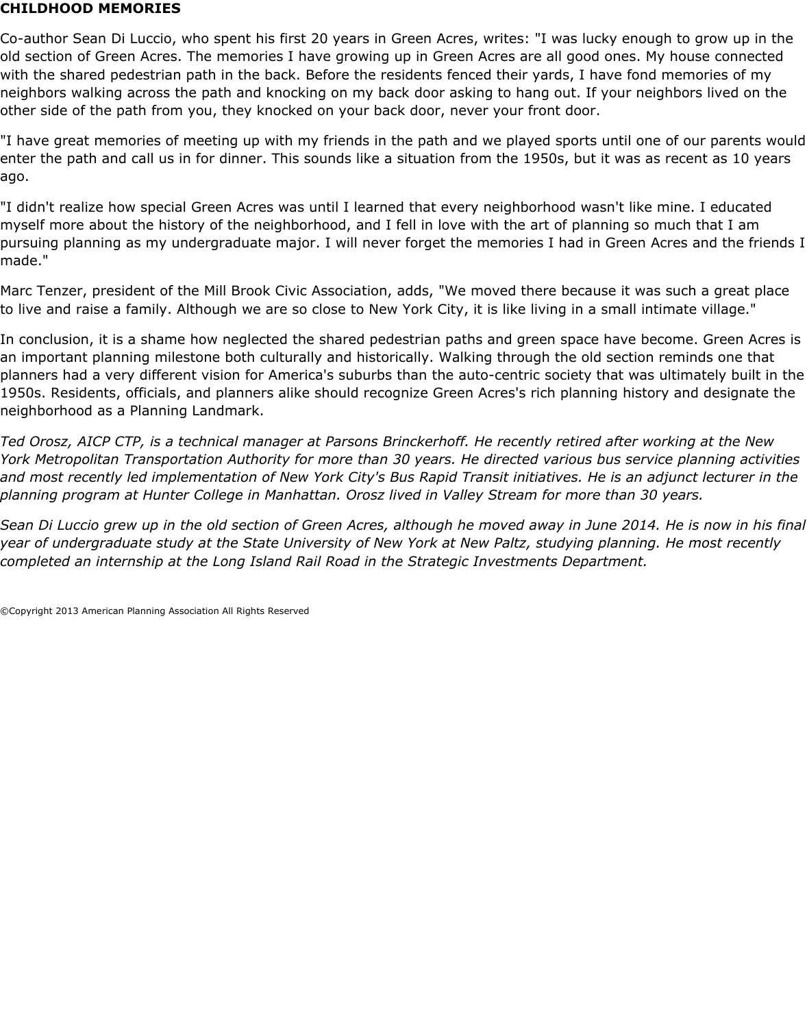**CHILDHOOD MEMORIES**

Co-author Sean Di Luccio, who spent his first 20 years in Green Acres, writes: "I was lucky enough to grow up in the old section of Green Acres. The memories I have growing up in Green Acres are all good ones. My house connected with the shared pedestrian path in the back. Before the residents fenced their yards, I have fond memories of my neighbors walking across the path and knocking on my back door asking to hang out. If your neighbors lived on the other side of the path from you, they knocked on your back door, never your front door.

"I have great memories of meeting up with my friends in the path and we played sports until one of our parents would enter the path and call us in for dinner. This sounds like a situation from the 1950s, but it was as recent as 10 years ago.

"I didn't realize how special Green Acres was until I learned that every neighborhood wasn't like mine. I educated myself more about the history of the neighborhood, and I fell in love with the art of planning so much that I am pursuing planning as my undergraduate major. I will never forget the memories I had in Green Acres and the friends I made."

Marc Tenzer, president of the Mill Brook Civic Association, adds, "We moved there because it was such a great place to live and raise a family. Although we are so close to New York City, it is like living in a small intimate village."

In conclusion, it is a shame how neglected the shared pedestrian paths and green space have become. Green Acres is an important planning milestone both culturally and historically. Walking through the old section reminds one that planners had a very different vision for America's suburbs than the auto-centric society that was ultimately built in the 1950s. Residents, officials, and planners alike should recognize Green Acres's rich planning history and designate the neighborhood as a Planning Landmark.

*Ted Orosz, AICP CTP, is a technical manager at Parsons Brinckerhoff. He recently retired after working at the New York Metropolitan Transportation Authority for more than 30 years. He directed various bus service planning activities and most recently led implementation of New York City's Bus Rapid Transit initiatives. He is an adjunct lecturer in the planning program at Hunter College in Manhattan. Orosz lived in Valley Stream for more than 30 years.*

*Sean Di Luccio grew up in the old section of Green Acres, although he moved away in June 2014. He is now in his final year of undergraduate study at the State University of New York at New Paltz, studying planning. He most recently completed an internship at the Long Island Rail Road in the Strategic Investments Department.*

©Copyright 2013 American Planning Association All Rights Reserved